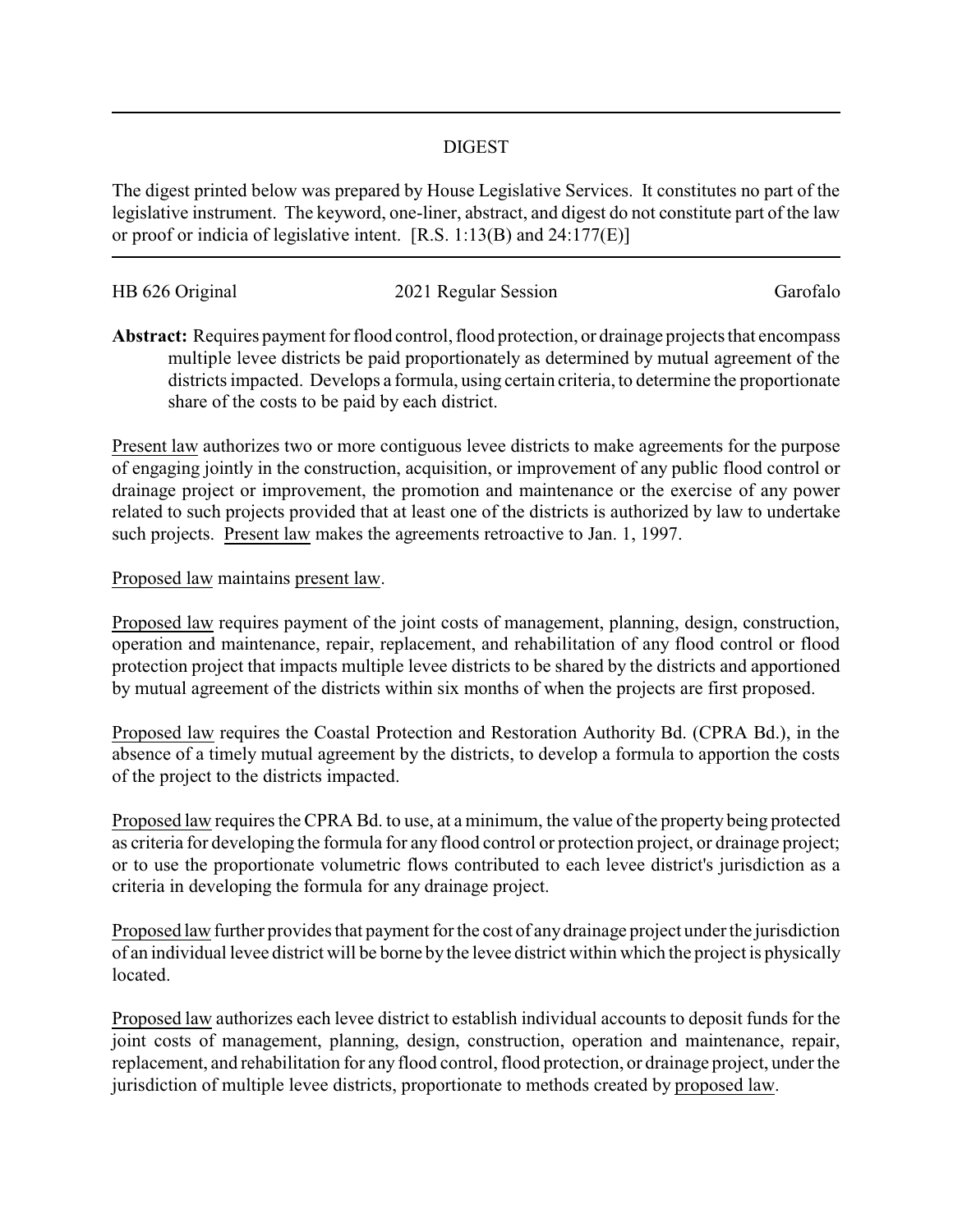# DIGEST

The digest printed below was prepared by House Legislative Services. It constitutes no part of the legislative instrument. The keyword, one-liner, abstract, and digest do not constitute part of the law or proof or indicia of legislative intent. [R.S. 1:13(B) and 24:177(E)]

---

HB 626 Original | 2021 Regular Session | Garofalo

**Abstract:** Requires payment for flood control, flood protection, or drainage projects that encompass multiple levee districts be paid proportionately as determined by mutual agreement of the districts impacted. Develops a formula, using certain criteria, to determine the proportionate share of the costs to be paid by each district.

Present law authorizes two or more contiguous levee districts to make agreements for the purpose of engaging jointly in the construction, acquisition, or improvement of any public flood control or drainage project or improvement, the promotion and maintenance or the exercise of any power related to such projects provided that at least one of the districts is authorized by law to undertake such projects. Present law makes the agreements retroactive to Jan. 1, 1997.

Proposed law maintains present law.

Proposed law requires payment of the joint costs of management, planning, design, construction, operation and maintenance, repair, replacement, and rehabilitation of any flood control or flood protection project that impacts multiple levee districts to be shared by the districts and apportioned by mutual agreement of the districts within six months of when the projects are first proposed.

Proposed law requires the Coastal Protection and Restoration Authority Bd. (CPRA Bd.), in the absence of a timely mutual agreement by the districts, to develop a formula to apportion the costs of the project to the districts impacted.

Proposed law requires the CPRA Bd. to use, at a minimum, the value of the property being protected as criteria for developing the formula for any flood control or protection project, or drainage project; or to use the proportionate volumetric flows contributed to each levee district's jurisdiction as a criteria in developing the formula for any drainage project.

Proposed law further provides that payment for the cost of any drainage project under the jurisdiction of an individual levee district will be borne by the levee district within which the project is physically located.

Proposed law authorizes each levee district to establish individual accounts to deposit funds for the joint costs of management, planning, design, construction, operation and maintenance, repair, replacement, and rehabilitation for any flood control, flood protection, or drainage project, under the jurisdiction of multiple levee districts, proportionate to methods created by proposed law.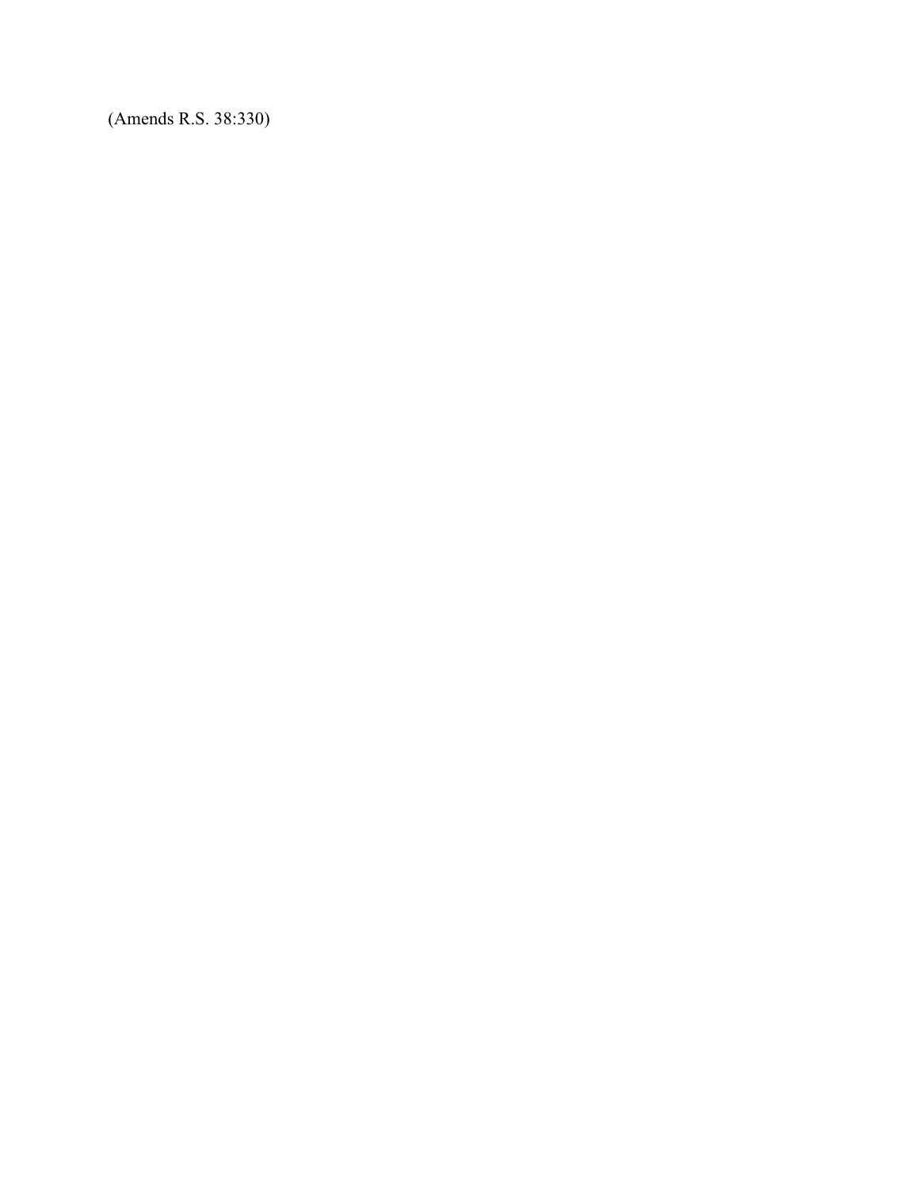(Amends R.S. 38:330)